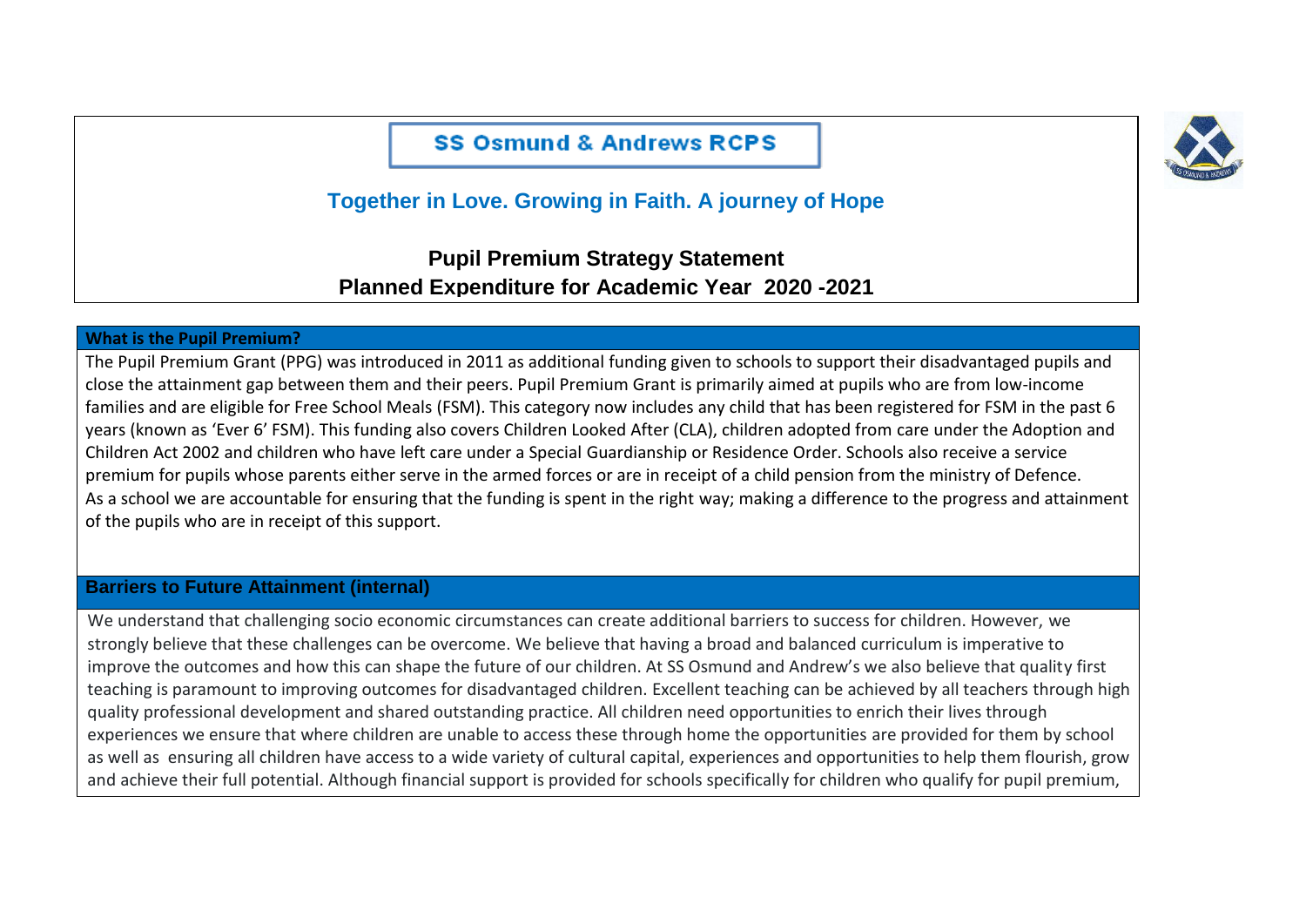# SS Osmund & Andrews RCPS

**Together in Love. Growing in Faith. A journey of Hope**

## Pupil Premium Strategy Statement
## Planned Expenditure for Academic Year 2020 -2021

### What is the Pupil Premium?

The Pupil Premium Grant (PPG) was introduced in 2011 as additional funding given to schools to support their disadvantaged pupils and close the attainment gap between them and their peers. Pupil Premium Grant is primarily aimed at pupils who are from low-income families and are eligible for Free School Meals (FSM). This category now includes any child that has been registered for FSM in the past 6 years (known as 'Ever 6' FSM). This funding also covers Children Looked After (CLA), children adopted from care under the Adoption and Children Act 2002 and children who have left care under a Special Guardianship or Residence Order. Schools also receive a service premium for pupils whose parents either serve in the armed forces or are in receipt of a child pension from the ministry of Defence.
As a school we are accountable for ensuring that the funding is spent in the right way; making a difference to the progress and attainment of the pupils who are in receipt of this support.

### Barriers to Future Attainment (internal)

We understand that challenging socio economic circumstances can create additional barriers to success for children. However, we strongly believe that these challenges can be overcome. We believe that having a broad and balanced curriculum is imperative to improve the outcomes and how this can shape the future of our children. At SS Osmund and Andrew's we also believe that quality first teaching is paramount to improving outcomes for disadvantaged children. Excellent teaching can be achieved by all teachers through high quality professional development and shared outstanding practice. All children need opportunities to enrich their lives through experiences we ensure that where children are unable to access these through home the opportunities are provided for them by school as well as ensuring all children have access to a wide variety of cultural capital, experiences and opportunities to help them flourish, grow and achieve their full potential. Although financial support is provided for schools specifically for children who qualify for pupil premium,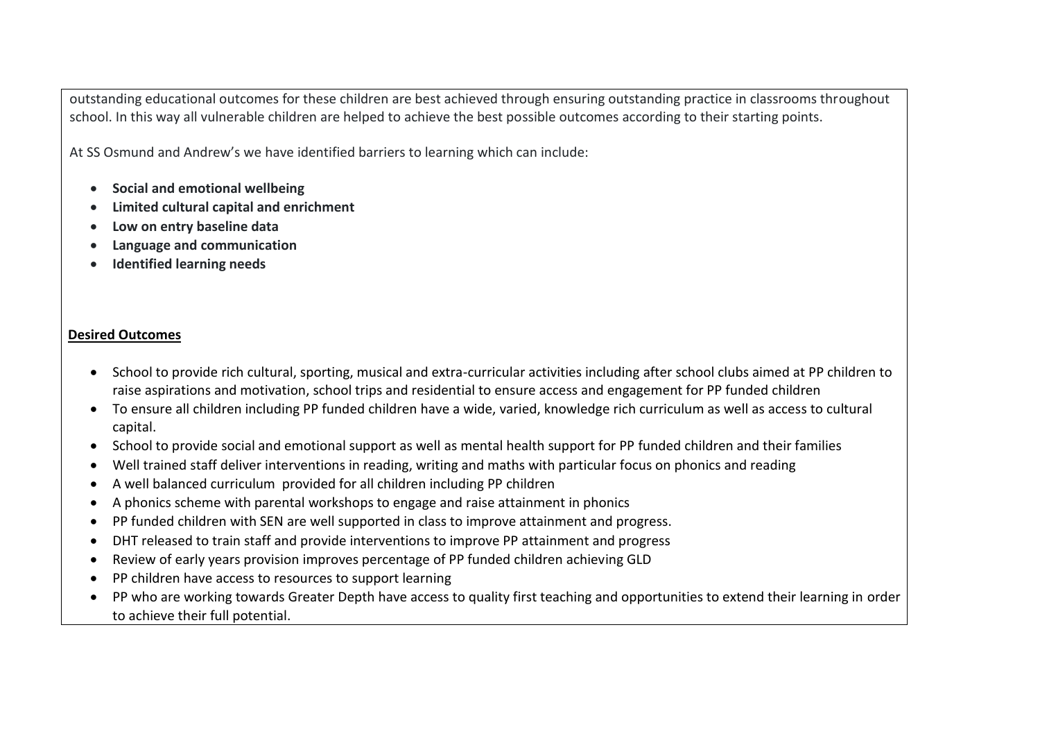outstanding educational outcomes for these children are best achieved through ensuring outstanding practice in classrooms throughout school. In this way all vulnerable children are helped to achieve the best possible outcomes according to their starting points.

At SS Osmund and Andrew's we have identified barriers to learning which can include:

- **Social and emotional wellbeing**
- **Limited cultural capital and enrichment**
- **Low on entry baseline data**
- **Language and communication**
- **Identified learning needs**

**Desired Outcomes**

- School to provide rich cultural, sporting, musical and extra-curricular activities including after school clubs aimed at PP children to raise aspirations and motivation, school trips and residential to ensure access and engagement for PP funded children
- To ensure all children including PP funded children have a wide, varied, knowledge rich curriculum as well as access to cultural capital.
- School to provide social and emotional support as well as mental health support for PP funded children and their families
- Well trained staff deliver interventions in reading, writing and maths with particular focus on phonics and reading
- A well balanced curriculum provided for all children including PP children
- A phonics scheme with parental workshops to engage and raise attainment in phonics
- PP funded children with SEN are well supported in class to improve attainment and progress.
- DHT released to train staff and provide interventions to improve PP attainment and progress
- Review of early years provision improves percentage of PP funded children achieving GLD
- PP children have access to resources to support learning
- PP who are working towards Greater Depth have access to quality first teaching and opportunities to extend their learning in order to achieve their full potential.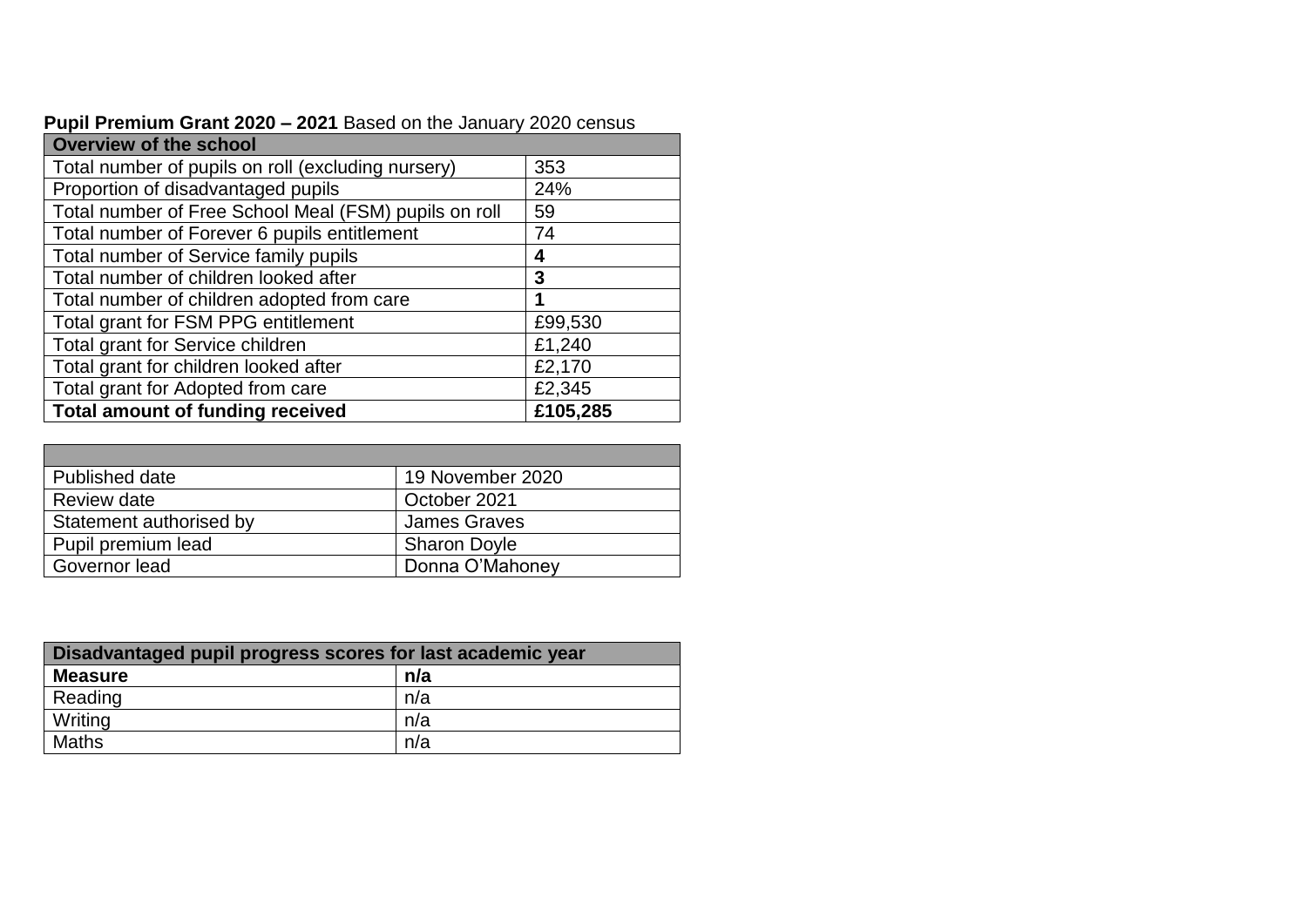**Pupil Premium Grant 2020 – 2021** Based on the January 2020 census

| **Overview of the school** | |
|---|---|
| Total number of pupils on roll (excluding nursery) | 353 |
| Proportion of disadvantaged pupils | 24% |
| Total number of Free School Meal (FSM) pupils on roll | 59 |
| Total number of Forever 6 pupils entitlement | 74 |
| Total number of Service family pupils | **4** |
| Total number of children looked after | **3** |
| Total number of children adopted from care | **1** |
| Total grant for FSM PPG entitlement | £99,530 |
| Total grant for Service children | £1,240 |
| Total grant for children looked after | £2,170 |
| Total grant for Adopted from care | £2,345 |
| **Total amount of funding received** | **£105,285** |

| | |
|---|---|
| Published date | 19 November 2020 |
| Review date | October 2021 |
| Statement authorised by | James Graves |
| Pupil premium lead | Sharon Doyle |
| Governor lead | Donna O'Mahoney |

| **Disadvantaged pupil progress scores for last academic year** | |
|---|---|
| **Measure** | **n/a** |
| Reading | n/a |
| Writing | n/a |
| Maths | n/a |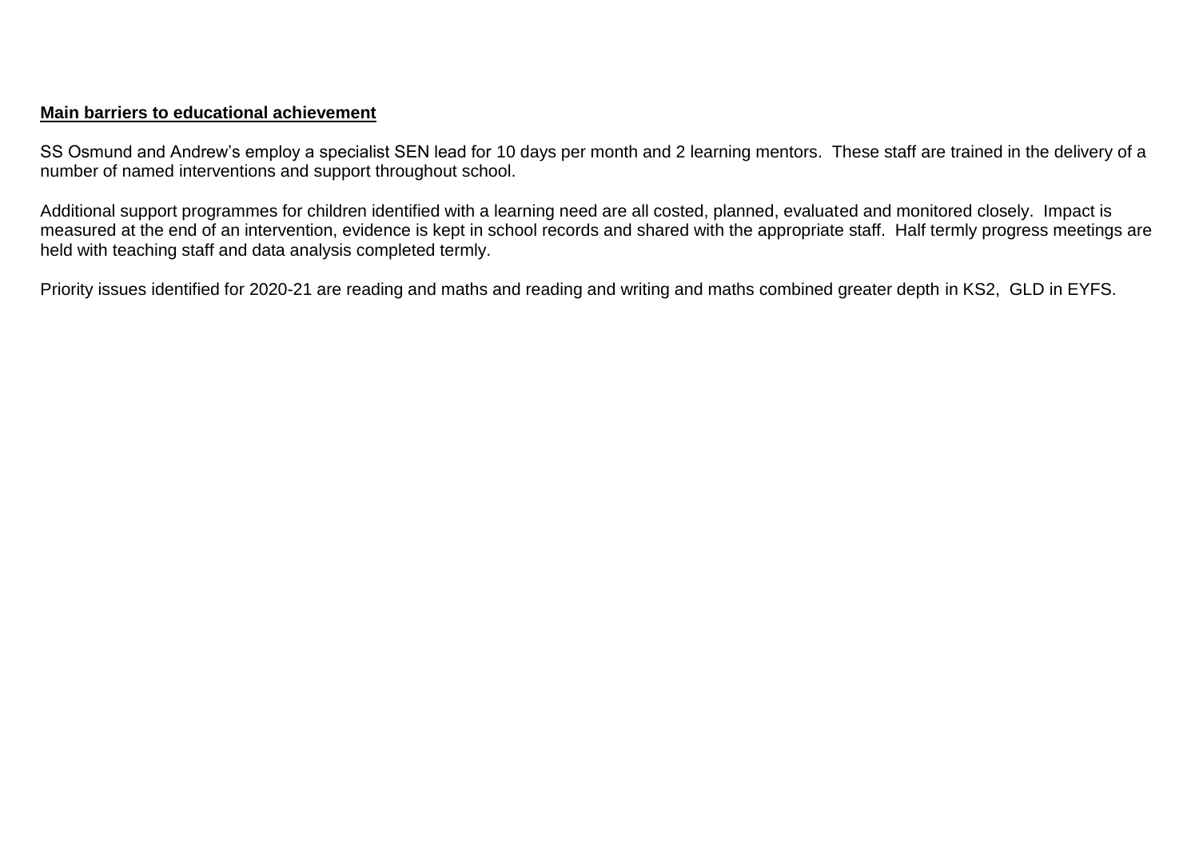**Main barriers to educational achievement**

SS Osmund and Andrew's employ a specialist SEN lead for 10 days per month and 2 learning mentors. These staff are trained in the delivery of a number of named interventions and support throughout school.

Additional support programmes for children identified with a learning need are all costed, planned, evaluated and monitored closely. Impact is measured at the end of an intervention, evidence is kept in school records and shared with the appropriate staff. Half termly progress meetings are held with teaching staff and data analysis completed termly.

Priority issues identified for 2020-21 are reading and maths and reading and writing and maths combined greater depth in KS2, GLD in EYFS.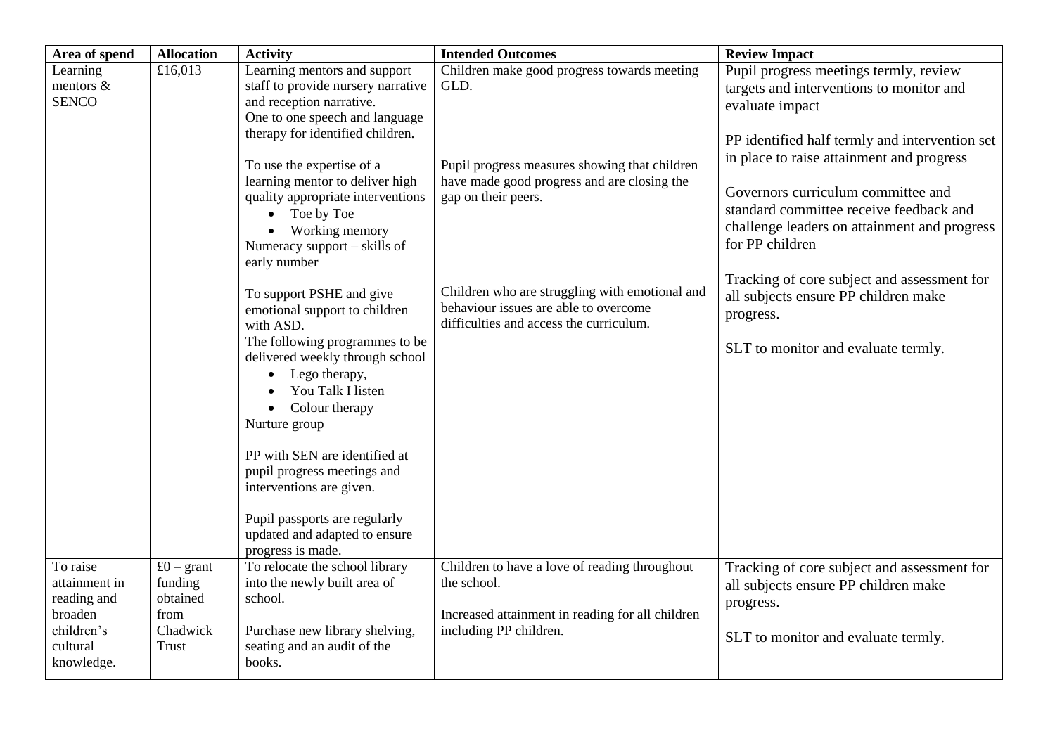| Area of spend | Allocation | Activity | Intended Outcomes | Review Impact |
| --- | --- | --- | --- | --- |
| Learning mentors & SENCO | £16,013 | Learning mentors and support staff to provide nursery narrative and reception narrative.<br>One to one speech and language therapy for identified children.<br><br>To use the expertise of a learning mentor to deliver high quality appropriate interventions<br>• Toe by Toe<br>• Working memory<br>Numeracy support – skills of early number<br><br>To support PSHE and give emotional support to children with ASD.<br>The following programmes to be delivered weekly through school<br>• Lego therapy,<br>• You Talk I listen<br>• Colour therapy<br>Nurture group<br><br>PP with SEN are identified at pupil progress meetings and interventions are given.<br><br>Pupil passports are regularly updated and adapted to ensure progress is made. | Children make good progress towards meeting GLD.<br><br>Pupil progress measures showing that children have made good progress and are closing the gap on their peers.<br><br>Children who are struggling with emotional and behaviour issues are able to overcome difficulties and access the curriculum. | Pupil progress meetings termly, review targets and interventions to monitor and evaluate impact<br><br>PP identified half termly and intervention set in place to raise attainment and progress<br><br>Governors curriculum committee and standard committee receive feedback and challenge leaders on attainment and progress for PP children<br><br>Tracking of core subject and assessment for all subjects ensure PP children make progress.<br><br>SLT to monitor and evaluate termly. |
| To raise attainment in reading and broaden children's cultural knowledge. | £0 – grant funding obtained from Chadwick Trust | To relocate the school library into the newly built area of school.<br><br>Purchase new library shelving, seating and an audit of the books. | Children to have a love of reading throughout the school.<br><br>Increased attainment in reading for all children including PP children. | Tracking of core subject and assessment for all subjects ensure PP children make progress.<br><br>SLT to monitor and evaluate termly. |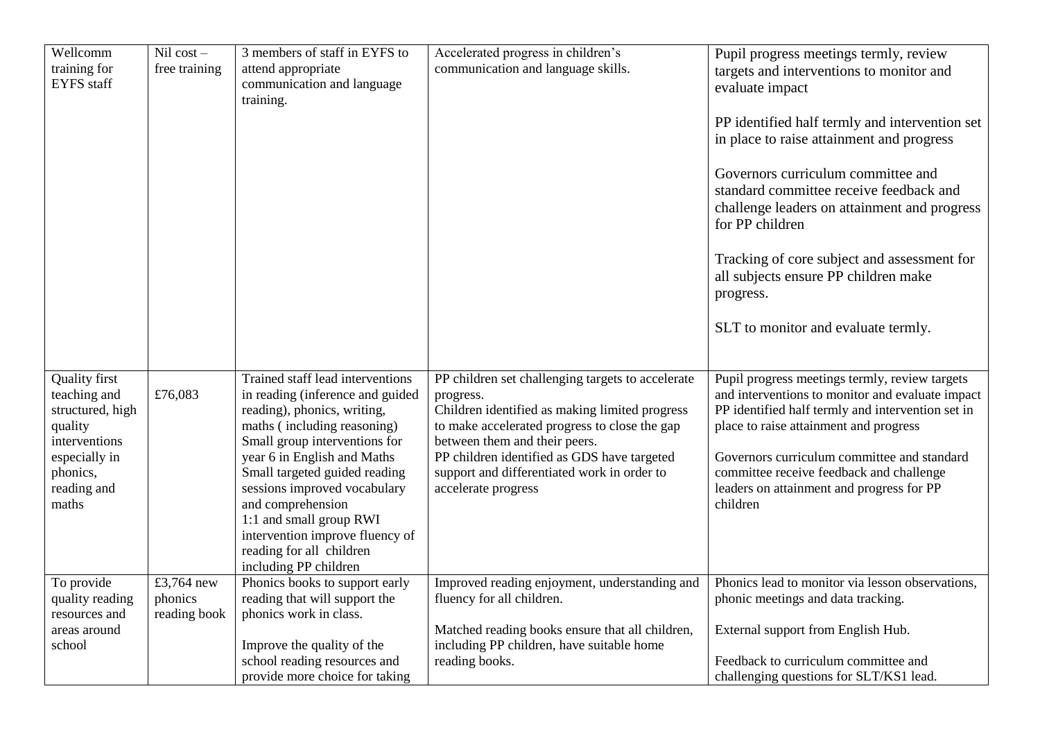| | | | | |
|---|---|---|---|---|
| Wellcomm training for EYFS staff | Nil cost – free training | 3 members of staff in EYFS to attend appropriate communication and language training. | Accelerated progress in children's communication and language skills. | Pupil progress meetings termly, review targets and interventions to monitor and evaluate impact<br><br>PP identified half termly and intervention set in place to raise attainment and progress<br><br>Governors curriculum committee and standard committee receive feedback and challenge leaders on attainment and progress for PP children<br><br>Tracking of core subject and assessment for all subjects ensure PP children make progress.<br><br>SLT to monitor and evaluate termly. |
| Quality first teaching and structured, high quality interventions especially in phonics, reading and maths | £76,083 | Trained staff lead interventions in reading (inference and guided reading), phonics, writing, maths ( including reasoning)<br>Small group interventions for year 6 in English and Maths<br>Small targeted guided reading sessions improved vocabulary and comprehension<br>1:1 and small group RWI intervention improve fluency of reading for all children including PP children | PP children set challenging targets to accelerate progress.<br>Children identified as making limited progress to make accelerated progress to close the gap between them and their peers.<br>PP children identified as GDS have targeted support and differentiated work in order to accelerate progress | Pupil progress meetings termly, review targets and interventions to monitor and evaluate impact<br>PP identified half termly and intervention set in place to raise attainment and progress<br><br>Governors curriculum committee and standard committee receive feedback and challenge leaders on attainment and progress for PP children |
| To provide quality reading resources and areas around school | £3,764 new phonics reading book | Phonics books to support early reading that will support the phonics work in class.<br><br>Improve the quality of the school reading resources and provide more choice for taking | Improved reading enjoyment, understanding and fluency for all children.<br><br>Matched reading books ensure that all children, including PP children, have suitable home reading books. | Phonics lead to monitor via lesson observations, phonic meetings and data tracking.<br><br>External support from English Hub.<br><br>Feedback to curriculum committee and challenging questions for SLT/KS1 lead. |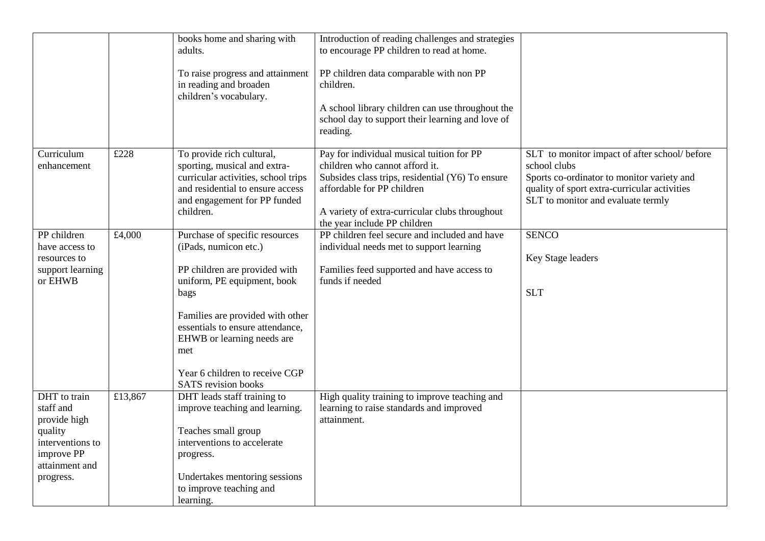| | | | | |
|---|---|---|---|---|
| | | books home and sharing with adults.<br><br>To raise progress and attainment in reading and broaden children's vocabulary. | Introduction of reading challenges and strategies to encourage PP children to read at home.<br><br>PP children data comparable with non PP children.<br><br>A school library children can use throughout the school day to support their learning and love of reading. | |
| Curriculum enhancement | £228 | To provide rich cultural, sporting, musical and extra-curricular activities, school trips and residential to ensure access and engagement for PP funded children. | Pay for individual musical tuition for PP children who cannot afford it.<br>Subsides class trips, residential (Y6) To ensure affordable for PP children<br><br>A variety of extra-curricular clubs throughout the year include PP children | SLT to monitor impact of after school/ before school clubs<br>Sports co-ordinator to monitor variety and quality of sport extra-curricular activities<br>SLT to monitor and evaluate termly |
| PP children have access to resources to support learning or EHWB | £4,000 | Purchase of specific resources (iPads, numicon etc.)<br><br>PP children are provided with uniform, PE equipment, book bags<br><br>Families are provided with other essentials to ensure attendance, EHWB or learning needs are met<br><br>Year 6 children to receive CGP SATS revision books | PP children feel secure and included and have individual needs met to support learning<br><br>Families feed supported and have access to funds if needed | SENCO<br><br>Key Stage leaders<br><br>SLT |
| DHT to train staff and provide high quality interventions to improve PP attainment and progress. | £13,867 | DHT leads staff training to improve teaching and learning.<br><br>Teaches small group interventions to accelerate progress.<br><br>Undertakes mentoring sessions to improve teaching and learning. | High quality training to improve teaching and learning to raise standards and improved attainment. | |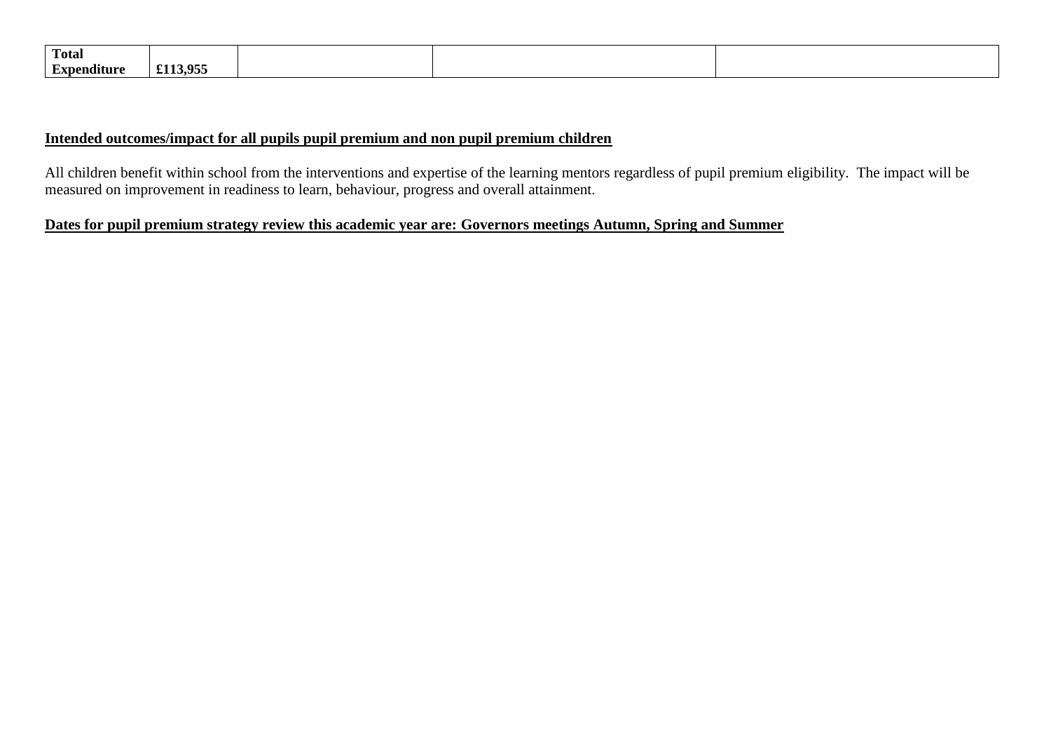| | | | | |
|---|---|---|---|---|
| **Total Expenditure** | **£113,955** | | | |

**Intended outcomes/impact for all pupils pupil premium and non pupil premium children**

All children benefit within school from the interventions and expertise of the learning mentors regardless of pupil premium eligibility. The impact will be measured on improvement in readiness to learn, behaviour, progress and overall attainment.

**Dates for pupil premium strategy review this academic year are: Governors meetings Autumn, Spring and Summer**